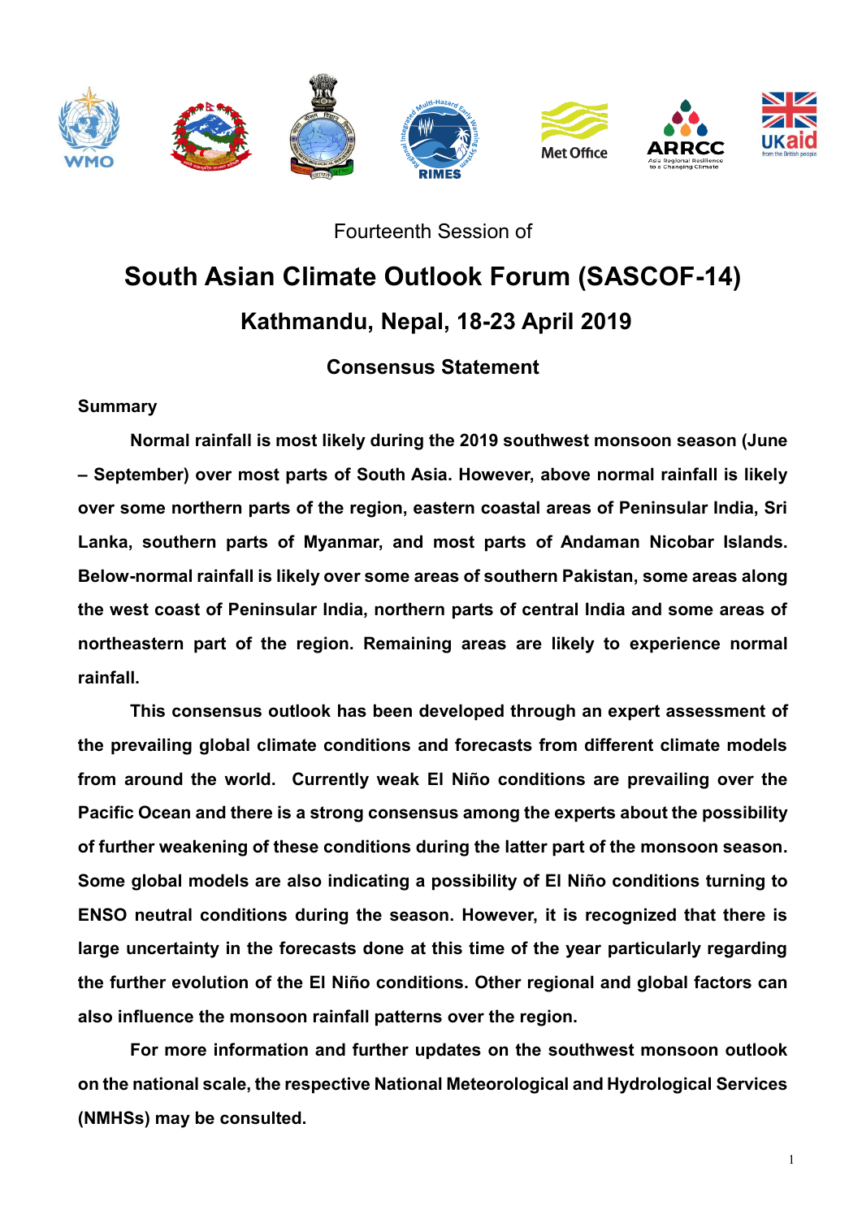Fourteenth Session of

# South Asian Climate Outlook Forum (SASCOF-14)

## Kathmandu, Nepal, 18-23 April 2019

### Consensus Statement

**Summary**

**Normal rainfall is most likely during the 2019 southwest monsoon season (June – September) over most parts of South Asia. However, above normal rainfall is likely over some northern parts of the region, eastern coastal areas of Peninsular India, Sri Lanka, southern parts of Myanmar, and most parts of Andaman Nicobar Islands. Below-normal rainfall is likely over some areas of southern Pakistan, some areas along the west coast of Peninsular India, northern parts of central India and some areas of northeastern part of the region. Remaining areas are likely to experience normal rainfall.**

**This consensus outlook has been developed through an expert assessment of the prevailing global climate conditions and forecasts from different climate models from around the world. Currently weak El Niño conditions are prevailing over the Pacific Ocean and there is a strong consensus among the experts about the possibility of further weakening of these conditions during the latter part of the monsoon season. Some global models are also indicating a possibility of El Niño conditions turning to ENSO neutral conditions during the season. However, it is recognized that there is large uncertainty in the forecasts done at this time of the year particularly regarding the further evolution of the El Niño conditions. Other regional and global factors can also influence the monsoon rainfall patterns over the region.**

**For more information and further updates on the southwest monsoon outlook on the national scale, the respective National Meteorological and Hydrological Services (NMHSs) may be consulted.**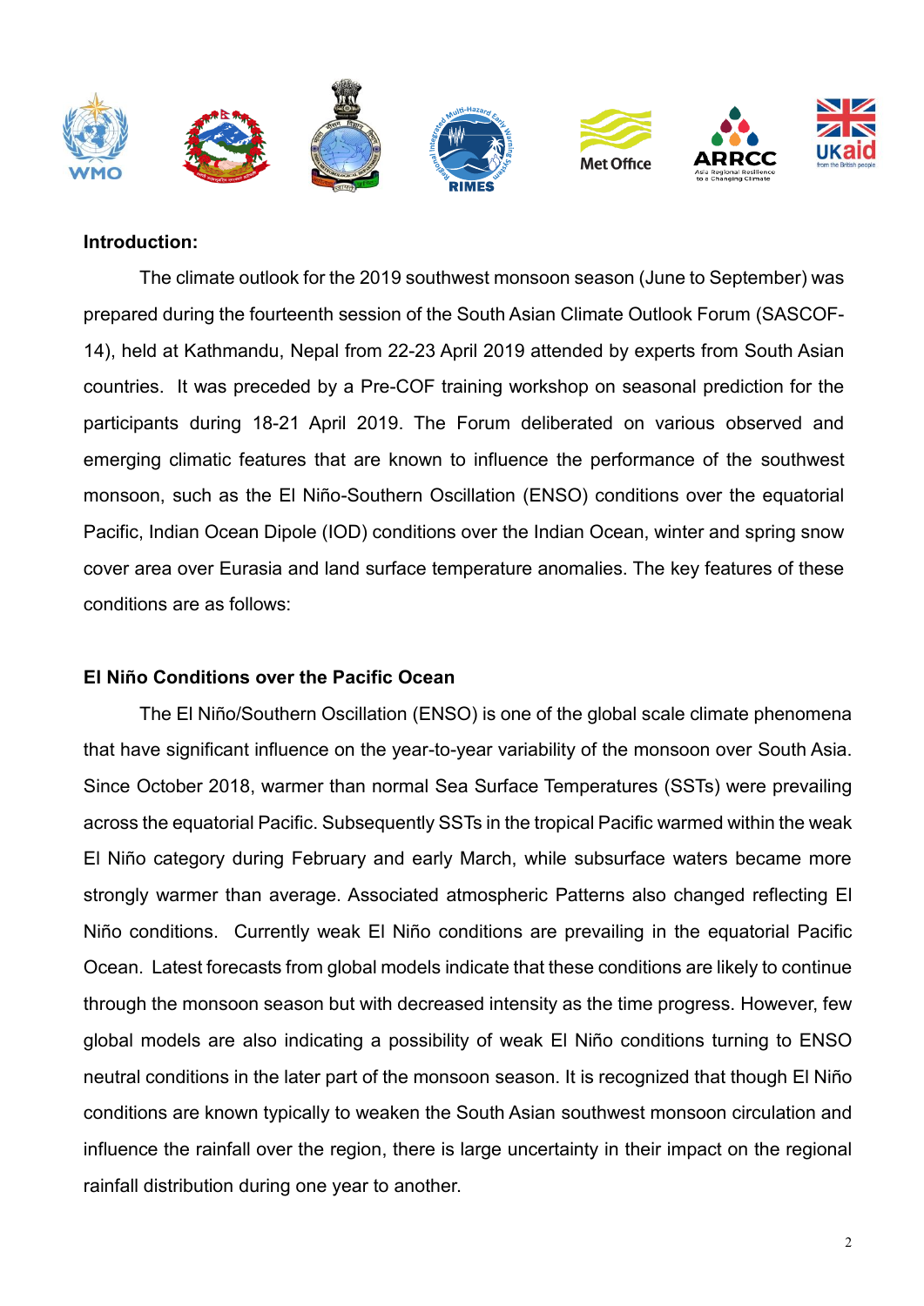**Introduction:**

The climate outlook for the 2019 southwest monsoon season (June to September) was prepared during the fourteenth session of the South Asian Climate Outlook Forum (SASCOF-14), held at Kathmandu, Nepal from 22-23 April 2019 attended by experts from South Asian countries. It was preceded by a Pre-COF training workshop on seasonal prediction for the participants during 18-21 April 2019. The Forum deliberated on various observed and emerging climatic features that are known to influence the performance of the southwest monsoon, such as the El Niño-Southern Oscillation (ENSO) conditions over the equatorial Pacific, Indian Ocean Dipole (IOD) conditions over the Indian Ocean, winter and spring snow cover area over Eurasia and land surface temperature anomalies. The key features of these conditions are as follows:

**El Niño Conditions over the Pacific Ocean**

The El Niño/Southern Oscillation (ENSO) is one of the global scale climate phenomena that have significant influence on the year-to-year variability of the monsoon over South Asia. Since October 2018, warmer than normal Sea Surface Temperatures (SSTs) were prevailing across the equatorial Pacific. Subsequently SSTs in the tropical Pacific warmed within the weak El Niño category during February and early March, while subsurface waters became more strongly warmer than average. Associated atmospheric Patterns also changed reflecting El Niño conditions. Currently weak El Niño conditions are prevailing in the equatorial Pacific Ocean. Latest forecasts from global models indicate that these conditions are likely to continue through the monsoon season but with decreased intensity as the time progress. However, few global models are also indicating a possibility of weak El Niño conditions turning to ENSO neutral conditions in the later part of the monsoon season. It is recognized that though El Niño conditions are known typically to weaken the South Asian southwest monsoon circulation and influence the rainfall over the region, there is large uncertainty in their impact on the regional rainfall distribution during one year to another.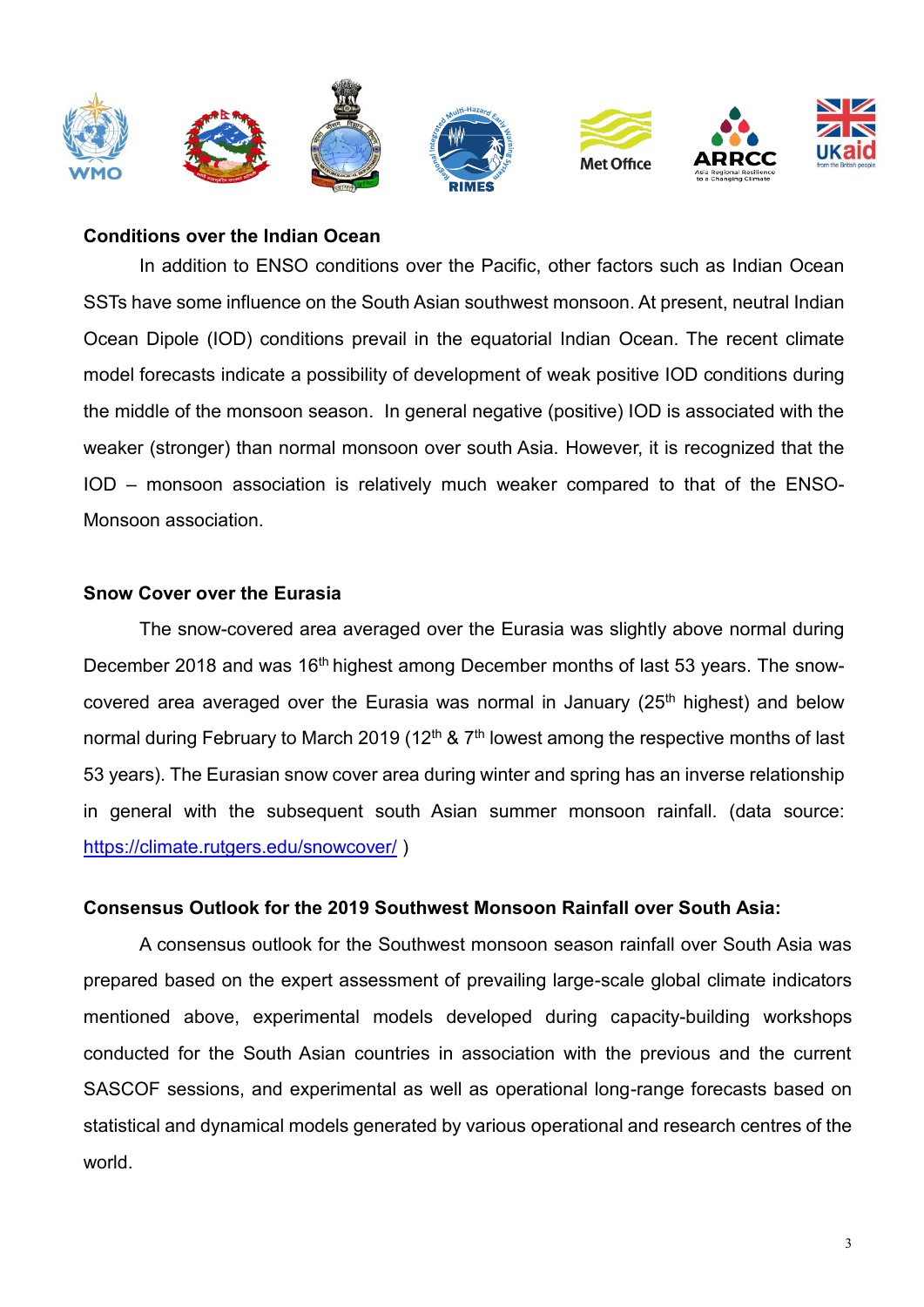**Conditions over the Indian Ocean**

In addition to ENSO conditions over the Pacific, other factors such as Indian Ocean SSTs have some influence on the South Asian southwest monsoon. At present, neutral Indian Ocean Dipole (IOD) conditions prevail in the equatorial Indian Ocean. The recent climate model forecasts indicate a possibility of development of weak positive IOD conditions during the middle of the monsoon season. In general negative (positive) IOD is associated with the weaker (stronger) than normal monsoon over south Asia. However, it is recognized that the IOD – monsoon association is relatively much weaker compared to that of the ENSO-Monsoon association.

**Snow Cover over the Eurasia**

The snow-covered area averaged over the Eurasia was slightly above normal during December 2018 and was 16th highest among December months of last 53 years. The snow-covered area averaged over the Eurasia was normal in January (25th highest) and below normal during February to March 2019 (12th & 7th lowest among the respective months of last 53 years). The Eurasian snow cover area during winter and spring has an inverse relationship in general with the subsequent south Asian summer monsoon rainfall. (data source: https://climate.rutgers.edu/snowcover/ )

**Consensus Outlook for the 2019 Southwest Monsoon Rainfall over South Asia:**

A consensus outlook for the Southwest monsoon season rainfall over South Asia was prepared based on the expert assessment of prevailing large-scale global climate indicators mentioned above, experimental models developed during capacity-building workshops conducted for the South Asian countries in association with the previous and the current SASCOF sessions, and experimental as well as operational long-range forecasts based on statistical and dynamical models generated by various operational and research centres of the world.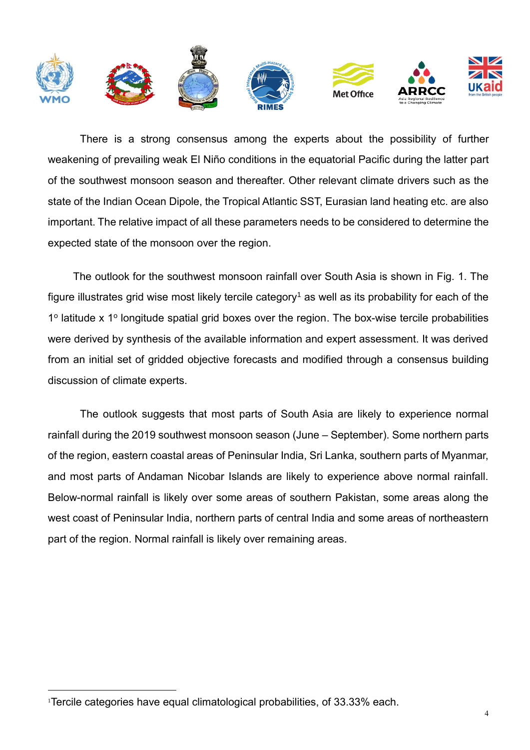There is a strong consensus among the experts about the possibility of further weakening of prevailing weak El Niño conditions in the equatorial Pacific during the latter part of the southwest monsoon season and thereafter. Other relevant climate drivers such as the state of the Indian Ocean Dipole, the Tropical Atlantic SST, Eurasian land heating etc. are also important. The relative impact of all these parameters needs to be considered to determine the expected state of the monsoon over the region.

The outlook for the southwest monsoon rainfall over South Asia is shown in Fig. 1. The figure illustrates grid wise most likely tercile category[1] as well as its probability for each of the 1° latitude x 1° longitude spatial grid boxes over the region. The box-wise tercile probabilities were derived by synthesis of the available information and expert assessment. It was derived from an initial set of gridded objective forecasts and modified through a consensus building discussion of climate experts.

The outlook suggests that most parts of South Asia are likely to experience normal rainfall during the 2019 southwest monsoon season (June – September). Some northern parts of the region, eastern coastal areas of Peninsular India, Sri Lanka, southern parts of Myanmar, and most parts of Andaman Nicobar Islands are likely to experience above normal rainfall. Below-normal rainfall is likely over some areas of southern Pakistan, some areas along the west coast of Peninsular India, northern parts of central India and some areas of northeastern part of the region. Normal rainfall is likely over remaining areas.

---

[1] Tercile categories have equal climatological probabilities, of 33.33% each.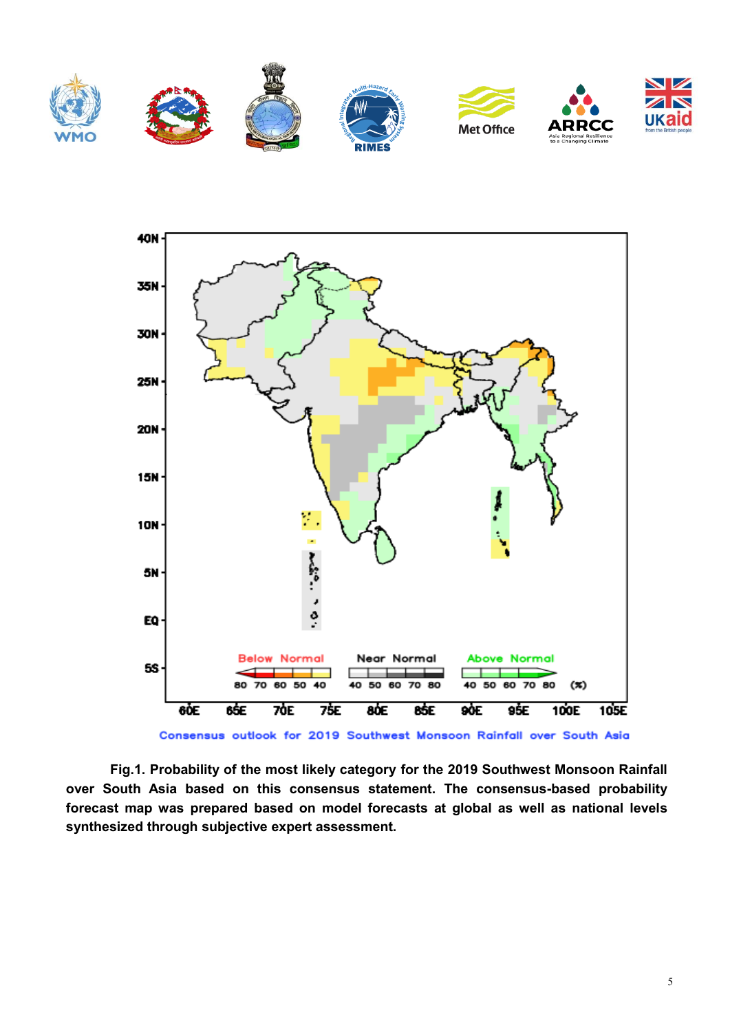Consensus outlook for 2019 Southwest Monsoon Rainfall over South Asia

**Fig.1. Probability of the most likely category for the 2019 Southwest Monsoon Rainfall over South Asia based on this consensus statement. The consensus-based probability forecast map was prepared based on model forecasts at global as well as national levels synthesized through subjective expert assessment.**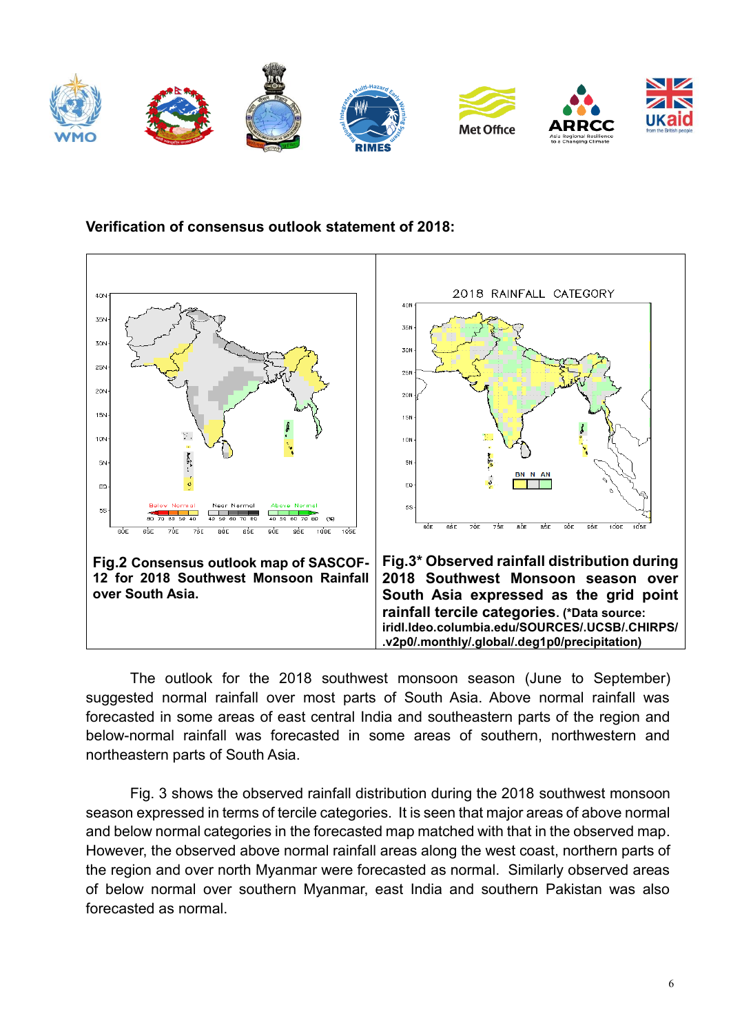**Verification of consensus outlook statement of 2018:**

**Fig.2 Consensus outlook map of SASCOF-12 for 2018 Southwest Monsoon Rainfall over South Asia.**

**Fig.3* Observed rainfall distribution during 2018 Southwest Monsoon season over South Asia expressed as the grid point rainfall tercile categories. (*Data source: iridl.ldeo.columbia.edu/SOURCES/.UCSB/.CHIRPS/.v2p0/.monthly/.global/.deg1p0/precipitation)**

The outlook for the 2018 southwest monsoon season (June to September) suggested normal rainfall over most parts of South Asia. Above normal rainfall was forecasted in some areas of east central India and southeastern parts of the region and below-normal rainfall was forecasted in some areas of southern, northwestern and northeastern parts of South Asia.

Fig. 3 shows the observed rainfall distribution during the 2018 southwest monsoon season expressed in terms of tercile categories. It is seen that major areas of above normal and below normal categories in the forecasted map matched with that in the observed map. However, the observed above normal rainfall areas along the west coast, northern parts of the region and over north Myanmar were forecasted as normal. Similarly observed areas of below normal over southern Myanmar, east India and southern Pakistan was also forecasted as normal.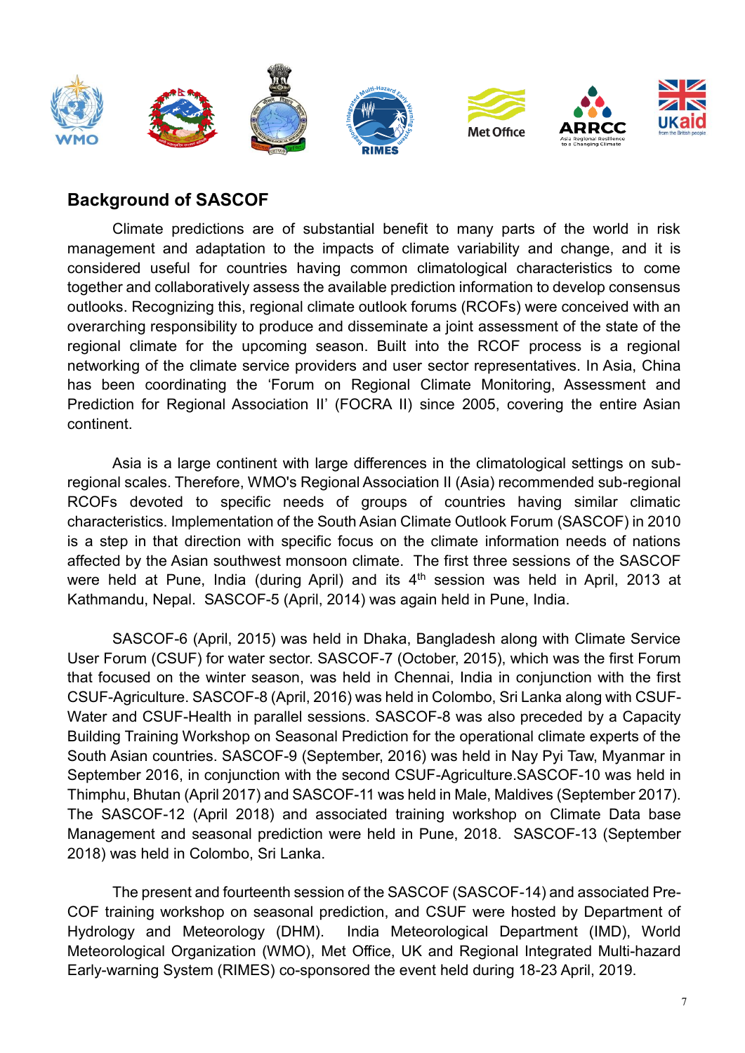## Background of SASCOF

Climate predictions are of substantial benefit to many parts of the world in risk management and adaptation to the impacts of climate variability and change, and it is considered useful for countries having common climatological characteristics to come together and collaboratively assess the available prediction information to develop consensus outlooks. Recognizing this, regional climate outlook forums (RCOFs) were conceived with an overarching responsibility to produce and disseminate a joint assessment of the state of the regional climate for the upcoming season. Built into the RCOF process is a regional networking of the climate service providers and user sector representatives. In Asia, China has been coordinating the 'Forum on Regional Climate Monitoring, Assessment and Prediction for Regional Association II' (FOCRA II) since 2005, covering the entire Asian continent.

Asia is a large continent with large differences in the climatological settings on sub-regional scales. Therefore, WMO's Regional Association II (Asia) recommended sub-regional RCOFs devoted to specific needs of groups of countries having similar climatic characteristics. Implementation of the South Asian Climate Outlook Forum (SASCOF) in 2010 is a step in that direction with specific focus on the climate information needs of nations affected by the Asian southwest monsoon climate. The first three sessions of the SASCOF were held at Pune, India (during April) and its 4th session was held in April, 2013 at Kathmandu, Nepal. SASCOF-5 (April, 2014) was again held in Pune, India.

SASCOF-6 (April, 2015) was held in Dhaka, Bangladesh along with Climate Service User Forum (CSUF) for water sector. SASCOF-7 (October, 2015), which was the first Forum that focused on the winter season, was held in Chennai, India in conjunction with the first CSUF-Agriculture. SASCOF-8 (April, 2016) was held in Colombo, Sri Lanka along with CSUF-Water and CSUF-Health in parallel sessions. SASCOF-8 was also preceded by a Capacity Building Training Workshop on Seasonal Prediction for the operational climate experts of the South Asian countries. SASCOF-9 (September, 2016) was held in Nay Pyi Taw, Myanmar in September 2016, in conjunction with the second CSUF-Agriculture.SASCOF-10 was held in Thimphu, Bhutan (April 2017) and SASCOF-11 was held in Male, Maldives (September 2017). The SASCOF-12 (April 2018) and associated training workshop on Climate Data base Management and seasonal prediction were held in Pune, 2018. SASCOF-13 (September 2018) was held in Colombo, Sri Lanka.

The present and fourteenth session of the SASCOF (SASCOF-14) and associated Pre-COF training workshop on seasonal prediction, and CSUF were hosted by Department of Hydrology and Meteorology (DHM). India Meteorological Department (IMD), World Meteorological Organization (WMO), Met Office, UK and Regional Integrated Multi-hazard Early-warning System (RIMES) co-sponsored the event held during 18-23 April, 2019.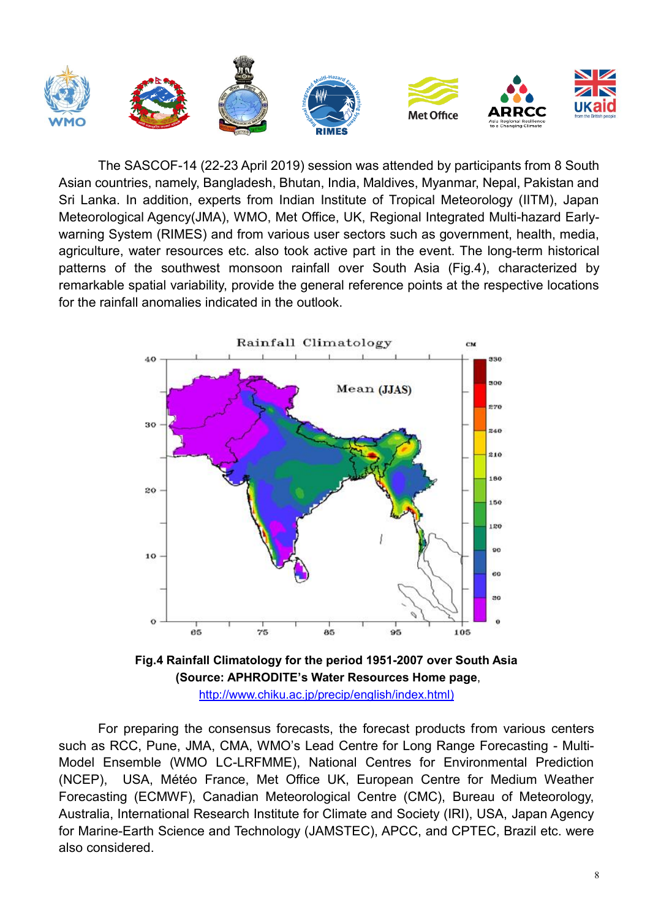The SASCOF-14 (22-23 April 2019) session was attended by participants from 8 South Asian countries, namely, Bangladesh, Bhutan, India, Maldives, Myanmar, Nepal, Pakistan and Sri Lanka. In addition, experts from Indian Institute of Tropical Meteorology (IITM), Japan Meteorological Agency(JMA), WMO, Met Office, UK, Regional Integrated Multi-hazard Early-warning System (RIMES) and from various user sectors such as government, health, media, agriculture, water resources etc. also took active part in the event. The long-term historical patterns of the southwest monsoon rainfall over South Asia (Fig.4), characterized by remarkable spatial variability, provide the general reference points at the respective locations for the rainfall anomalies indicated in the outlook.

Rainfall Climatology

Mean (JJAS)

CM

330
300
270
240
210
180
150
120
90
60
30
0

40
30
20
10
0

65
75
85
95
105

**Fig.4 Rainfall Climatology for the period 1951-2007 over South Asia (Source: APHRODITE's Water Resources Home page**, http://www.chiku.ac.jp/precip/english/index.html)

For preparing the consensus forecasts, the forecast products from various centers such as RCC, Pune, JMA, CMA, WMO's Lead Centre for Long Range Forecasting - Multi-Model Ensemble (WMO LC-LRFMME), National Centres for Environmental Prediction (NCEP), USA, Météo France, Met Office UK, European Centre for Medium Weather Forecasting (ECMWF), Canadian Meteorological Centre (CMC), Bureau of Meteorology, Australia, International Research Institute for Climate and Society (IRI), USA, Japan Agency for Marine-Earth Science and Technology (JAMSTEC), APCC, and CPTEC, Brazil etc. were also considered.